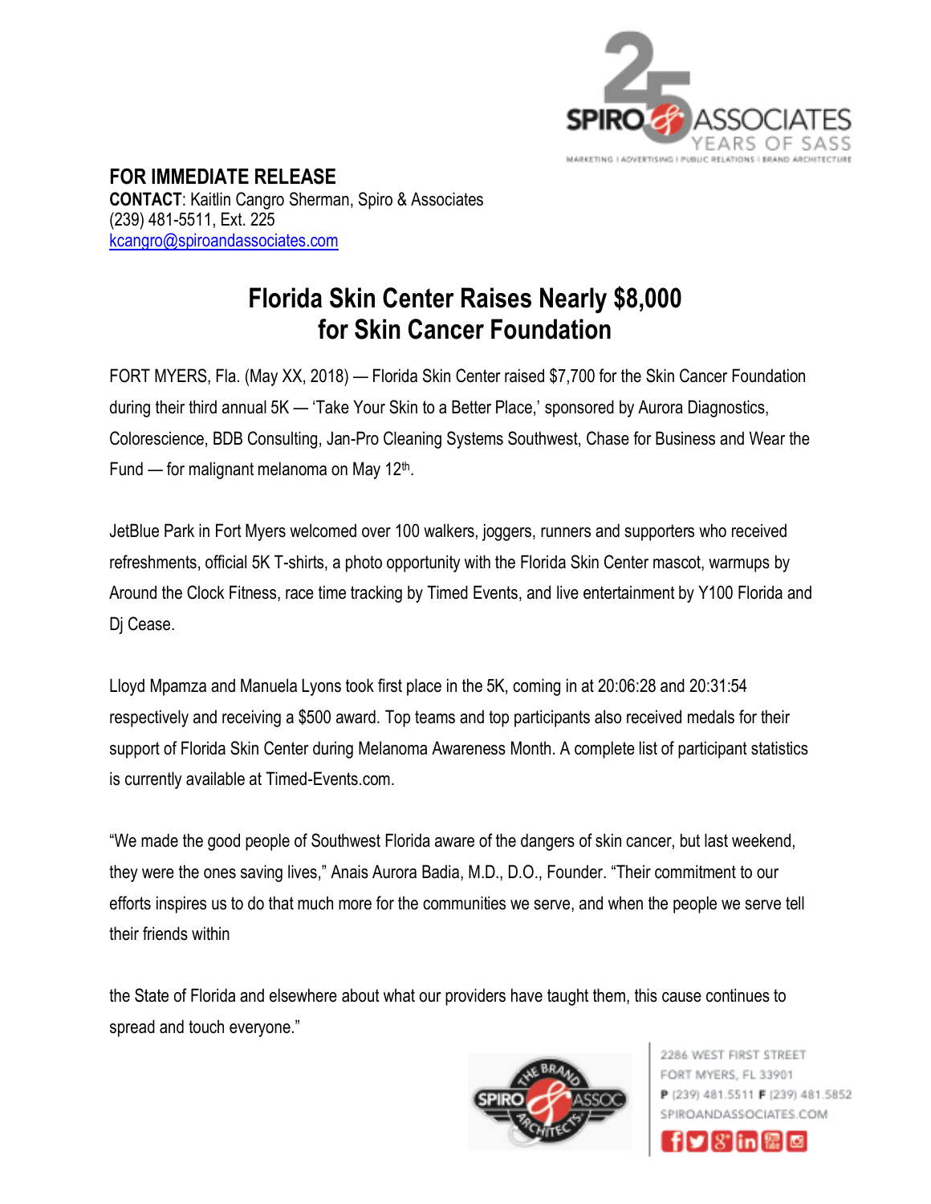**FOR IMMEDIATE RELEASE**
**CONTACT**: Kaitlin Cangro Sherman, Spiro & Associates
(239) 481-5511, Ext. 225
kcangro@spiroandassociates.com

# Florida Skin Center Raises Nearly $8,000 for Skin Cancer Foundation

FORT MYERS, Fla. (May XX, 2018) — Florida Skin Center raised $7,700 for the Skin Cancer Foundation during their third annual 5K — 'Take Your Skin to a Better Place,' sponsored by Aurora Diagnostics, Colorescience, BDB Consulting, Jan-Pro Cleaning Systems Southwest, Chase for Business and Wear the Fund — for malignant melanoma on May 12th.

JetBlue Park in Fort Myers welcomed over 100 walkers, joggers, runners and supporters who received refreshments, official 5K T-shirts, a photo opportunity with the Florida Skin Center mascot, warmups by Around the Clock Fitness, race time tracking by Timed Events, and live entertainment by Y100 Florida and Dj Cease.

Lloyd Mpamza and Manuela Lyons took first place in the 5K, coming in at 20:06:28 and 20:31:54 respectively and receiving a $500 award. Top teams and top participants also received medals for their support of Florida Skin Center during Melanoma Awareness Month. A complete list of participant statistics is currently available at Timed-Events.com.

"We made the good people of Southwest Florida aware of the dangers of skin cancer, but last weekend, they were the ones saving lives," Anais Aurora Badia, M.D., D.O., Founder. "Their commitment to our efforts inspires us to do that much more for the communities we serve, and when the people we serve tell their friends within

the State of Florida and elsewhere about what our providers have taught them, this cause continues to spread and touch everyone."

2286 WEST FIRST STREET
FORT MYERS, FL 33901
**P** (239) 481.5511 **F** (239) 481.5852
SPIROANDASSOCIATES.COM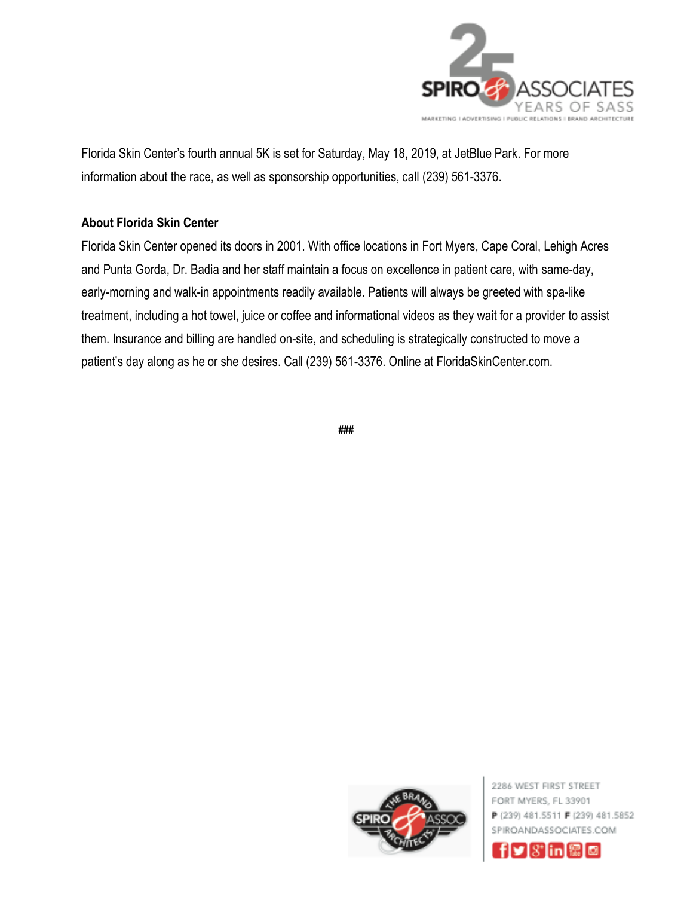Florida Skin Center's fourth annual 5K is set for Saturday, May 18, 2019, at JetBlue Park. For more information about the race, as well as sponsorship opportunities, call (239) 561-3376.

**About Florida Skin Center**

Florida Skin Center opened its doors in 2001. With office locations in Fort Myers, Cape Coral, Lehigh Acres and Punta Gorda, Dr. Badia and her staff maintain a focus on excellence in patient care, with same-day, early-morning and walk-in appointments readily available. Patients will always be greeted with spa-like treatment, including a hot towel, juice or coffee and informational videos as they wait for a provider to assist them. Insurance and billing are handled on-site, and scheduling is strategically constructed to move a patient's day along as he or she desires. Call (239) 561-3376. Online at FloridaSkinCenter.com.

###